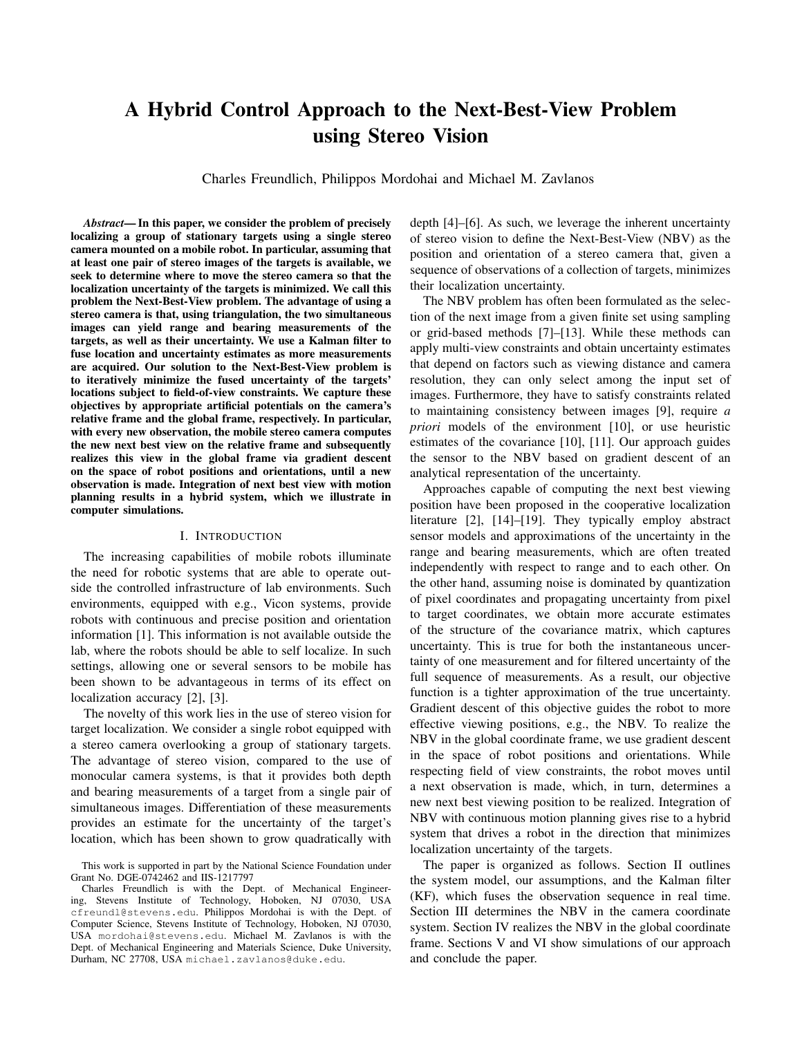# A Hybrid Control Approach to the Next-Best-View Problem using Stereo Vision

Charles Freundlich, Philippos Mordohai and Michael M. Zavlanos

***Abstract*— In this paper, we consider the problem of precisely localizing a group of stationary targets using a single stereo camera mounted on a mobile robot. In particular, assuming that at least one pair of stereo images of the targets is available, we seek to determine where to move the stereo camera so that the localization uncertainty of the targets is minimized. We call this problem the Next-Best-View problem. The advantage of using a stereo camera is that, using triangulation, the two simultaneous images can yield range and bearing measurements of the targets, as well as their uncertainty. We use a Kalman filter to fuse location and uncertainty estimates as more measurements are acquired. Our solution to the Next-Best-View problem is to iteratively minimize the fused uncertainty of the targets' locations subject to field-of-view constraints. We capture these objectives by appropriate artificial potentials on the camera's relative frame and the global frame, respectively. In particular, with every new observation, the mobile stereo camera computes the new next best view on the relative frame and subsequently realizes this view in the global frame via gradient descent on the space of robot positions and orientations, until a new observation is made. Integration of next best view with motion planning results in a hybrid system, which we illustrate in computer simulations.**

## I. Introduction

The increasing capabilities of mobile robots illuminate the need for robotic systems that are able to operate outside the controlled infrastructure of lab environments. Such environments, equipped with e.g., Vicon systems, provide robots with continuous and precise position and orientation information [1]. This information is not available outside the lab, where the robots should be able to self localize. In such settings, allowing one or several sensors to be mobile has been shown to be advantageous in terms of its effect on localization accuracy [2], [3].

The novelty of this work lies in the use of stereo vision for target localization. We consider a single robot equipped with a stereo camera overlooking a group of stationary targets. The advantage of stereo vision, compared to the use of monocular camera systems, is that it provides both depth and bearing measurements of a target from a single pair of simultaneous images. Differentiation of these measurements provides an estimate for the uncertainty of the target's location, which has been shown to grow quadratically with depth [4]–[6]. As such, we leverage the inherent uncertainty of stereo vision to define the Next-Best-View (NBV) as the position and orientation of a stereo camera that, given a sequence of observations of a collection of targets, minimizes their localization uncertainty.

The NBV problem has often been formulated as the selection of the next image from a given finite set using sampling or grid-based methods [7]–[13]. While these methods can apply multi-view constraints and obtain uncertainty estimates that depend on factors such as viewing distance and camera resolution, they can only select among the input set of images. Furthermore, they have to satisfy constraints related to maintaining consistency between images [9], require *a priori* models of the environment [10], or use heuristic estimates of the covariance [10], [11]. Our approach guides the sensor to the NBV based on gradient descent of an analytical representation of the uncertainty.

Approaches capable of computing the next best viewing position have been proposed in the cooperative localization literature [2], [14]–[19]. They typically employ abstract sensor models and approximations of the uncertainty in the range and bearing measurements, which are often treated independently with respect to range and to each other. On the other hand, assuming noise is dominated by quantization of pixel coordinates and propagating uncertainty from pixel to target coordinates, we obtain more accurate estimates of the structure of the covariance matrix, which captures uncertainty. This is true for both the instantaneous uncertainty of one measurement and for filtered uncertainty of the full sequence of measurements. As a result, our objective function is a tighter approximation of the true uncertainty. Gradient descent of this objective guides the robot to more effective viewing positions, e.g., the NBV. To realize the NBV in the global coordinate frame, we use gradient descent in the space of robot positions and orientations. While respecting field of view constraints, the robot moves until a next observation is made, which, in turn, determines a new next best viewing position to be realized. Integration of NBV with continuous motion planning gives rise to a hybrid system that drives a robot in the direction that minimizes localization uncertainty of the targets.

The paper is organized as follows. Section II outlines the system model, our assumptions, and the Kalman filter (KF), which fuses the observation sequence in real time. Section III determines the NBV in the camera coordinate system. Section IV realizes the NBV in the global coordinate frame. Sections V and VI show simulations of our approach and conclude the paper.

This work is supported in part by the National Science Foundation under Grant No. DGE-0742462 and IIS-1217797

Charles Freundlich is with the Dept. of Mechanical Engineering, Stevens Institute of Technology, Hoboken, NJ 07030, USA cfreundl@stevens.edu. Philippos Mordohai is with the Dept. of Computer Science, Stevens Institute of Technology, Hoboken, NJ 07030, USA mordohai@stevens.edu. Michael M. Zavlanos is with the Dept. of Mechanical Engineering and Materials Science, Duke University, Durham, NC 27708, USA michael.zavlanos@duke.edu.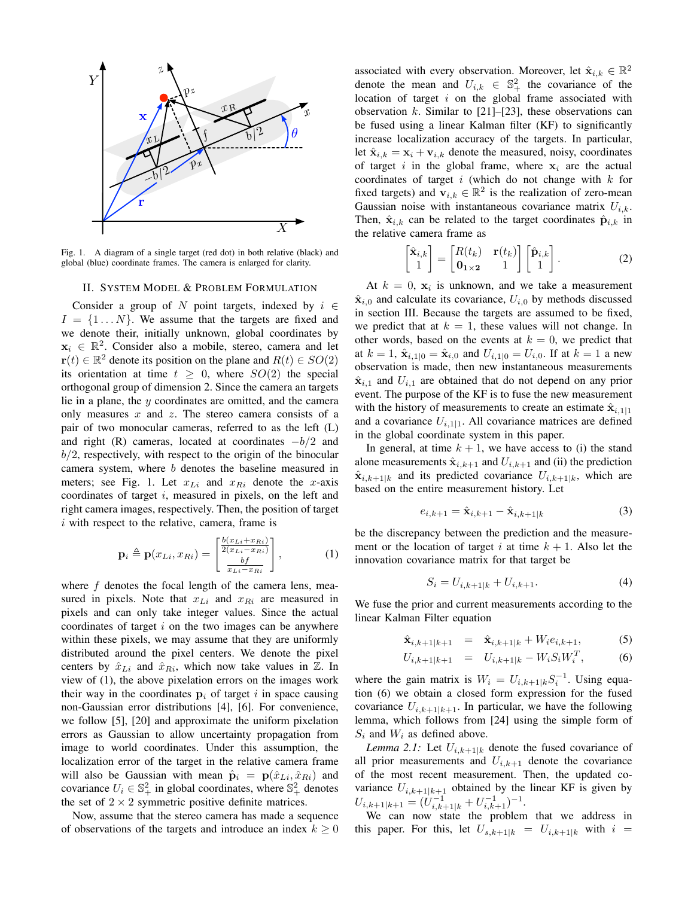Fig. 1. A diagram of a single target (red dot) in both relative (black) and global (blue) coordinate frames. The camera is enlarged for clarity.

## II. System Model & Problem Formulation

Consider a group of $N$ point targets, indexed by $i \in I = \{1 \ldots N\}$. We assume that the targets are fixed and we denote their, initially unknown, global coordinates by $\mathbf{x}_i \in \mathbb{R}^2$. Consider also a mobile, stereo, camera and let $\mathbf{r}(t) \in \mathbb{R}^2$ denote its position on the plane and $R(t) \in SO(2)$ its orientation at time $t \geq 0$, where $SO(2)$ the special orthogonal group of dimension 2. Since the camera an targets lie in a plane, the $y$ coordinates are omitted, and the camera only measures $x$ and $z$. The stereo camera consists of a pair of two monocular cameras, referred to as the left (L) and right (R) cameras, located at coordinates $-b/2$ and $b/2$, respectively, with respect to the origin of the binocular camera system, where $b$ denotes the baseline measured in meters; see Fig. 1. Let $x_{Li}$ and $x_{Ri}$ denote the $x$-axis coordinates of target $i$, measured in pixels, on the left and right camera images, respectively. Then, the position of target $i$ with respect to the relative, camera, frame is

$$\mathbf{p}_i \triangleq \mathbf{p}(x_{Li}, x_{Ri}) = \begin{bmatrix} \frac{b(x_{Li}+x_{Ri})}{2(x_{Li}-x_{Ri})} \\ \frac{bf}{x_{Li}-x_{Ri}} \end{bmatrix}, \tag{1}$$

where $f$ denotes the focal length of the camera lens, measured in pixels. Note that $x_{Li}$ and $x_{Ri}$ are measured in pixels and can only take integer values. Since the actual coordinates of target $i$ on the two images can be anywhere within these pixels, we may assume that they are uniformly distributed around the pixel centers. We denote the pixel centers by $\hat{x}_{Li}$ and $\hat{x}_{Ri}$, which now take values in $\mathbb{Z}$. In view of (1), the above pixelation errors on the images work their way in the coordinates $\mathbf{p}_i$ of target $i$ in space causing non-Gaussian error distributions [4], [6]. For convenience, we follow [5], [20] and approximate the uniform pixelation errors as Gaussian to allow uncertainty propagation from image to world coordinates. Under this assumption, the localization error of the target in the relative camera frame will also be Gaussian with mean $\hat{\mathbf{p}}_i = \mathbf{p}(\hat{x}_{Li}, \hat{x}_{Ri})$ and covariance $U_i \in \mathbb{S}^2_+$ in global coordinates, where $\mathbb{S}^2_+$ denotes the set of $2 \times 2$ symmetric positive definite matrices.

Now, assume that the stereo camera has made a sequence of observations of the targets and introduce an index $k \geq 0$ associated with every observation. Moreover, let $\hat{\mathbf{x}}_{i,k} \in \mathbb{R}^2$ denote the mean and $U_{i,k} \in \mathbb{S}^2_+$ the covariance of the location of target $i$ on the global frame associated with observation $k$. Similar to [21]–[23], these observations can be fused using a linear Kalman filter (KF) to significantly increase localization accuracy of the targets. In particular, let $\hat{\mathbf{x}}_{i,k} = \mathbf{x}_i + \mathbf{v}_{i,k}$ denote the measured, noisy, coordinates of target $i$ in the global frame, where $\mathbf{x}_i$ are the actual coordinates of target $i$ (which do not change with $k$ for fixed targets) and $\mathbf{v}_{i,k} \in \mathbb{R}^2$ is the realization of zero-mean Gaussian noise with instantaneous covariance matrix $U_{i,k}$. Then, $\hat{\mathbf{x}}_{i,k}$ can be related to the target coordinates $\hat{\mathbf{p}}_{i,k}$ in the relative camera frame as

$$\begin{bmatrix} \hat{\mathbf{x}}_{i,k} \\ 1 \end{bmatrix} = \begin{bmatrix} R(t_k) & \mathbf{r}(t_k) \\ \mathbf{0}_{1\times 2} & 1 \end{bmatrix} \begin{bmatrix} \hat{\mathbf{p}}_{i,k} \\ 1 \end{bmatrix}. \tag{2}$$

At $k = 0$, $\mathbf{x}_i$ is unknown, and we take a measurement $\hat{\mathbf{x}}_{i,0}$ and calculate its covariance, $U_{i,0}$ by methods discussed in section III. Because the targets are assumed to be fixed, we predict that at $k = 1$, these values will not change. In other words, based on the events at $k = 0$, we predict that at $k = 1$, $\hat{\mathbf{x}}_{i,1|0} = \hat{\mathbf{x}}_{i,0}$ and $U_{i,1|0} = U_{i,0}$. If at $k = 1$ a new observation is made, then new instantaneous measurements $\hat{\mathbf{x}}_{i,1}$ and $U_{i,1}$ are obtained that do not depend on any prior event. The purpose of the KF is to fuse the new measurement with the history of measurements to create an estimate $\hat{\mathbf{x}}_{i,1|1}$ and a covariance $U_{i,1|1}$. All covariance matrices are defined in the global coordinate system in this paper.

In general, at time $k+1$, we have access to (i) the stand alone measurements $\hat{\mathbf{x}}_{i,k+1}$ and $U_{i,k+1}$ and (ii) the prediction $\hat{\mathbf{x}}_{i,k+1|k}$ and its predicted covariance $U_{i,k+1|k}$, which are based on the entire measurement history. Let

$$e_{i,k+1} = \hat{\mathbf{x}}_{i,k+1} - \hat{\mathbf{x}}_{i,k+1|k} \tag{3}$$

be the discrepancy between the prediction and the measurement or the location of target $i$ at time $k+1$. Also let the innovation covariance matrix for that target be

$$S_i = U_{i,k+1|k} + U_{i,k+1}. \tag{4}$$

We fuse the prior and current measurements according to the linear Kalman Filter equation

$$\hat{\mathbf{x}}_{i,k+1|k+1} = \hat{\mathbf{x}}_{i,k+1|k} + W_i e_{i,k+1}, \tag{5}$$

$$U_{i,k+1|k+1} = U_{i,k+1|k} - W_i S_i W_i^T, \tag{6}$$

where the gain matrix is $W_i = U_{i,k+1|k} S_i^{-1}$. Using equation (6) we obtain a closed form expression for the fused covariance $U_{i,k+1|k+1}$. In particular, we have the following lemma, which follows from [24] using the simple form of $S_i$ and $W_i$ as defined above.

*Lemma 2.1:* Let $U_{i,k+1|k}$ denote the fused covariance of all prior measurements and $U_{i,k+1}$ denote the covariance of the most recent measurement. Then, the updated covariance $U_{i,k+1|k+1}$ obtained by the linear KF is given by $U_{i,k+1|k+1} = (U^{-1}_{i,k+1|k} + U^{-1}_{i,k+1})^{-1}$.

We can now state the problem that we address in this paper. For this, let $U_{s,k+1|k} = U_{i,k+1|k}$ with $i =$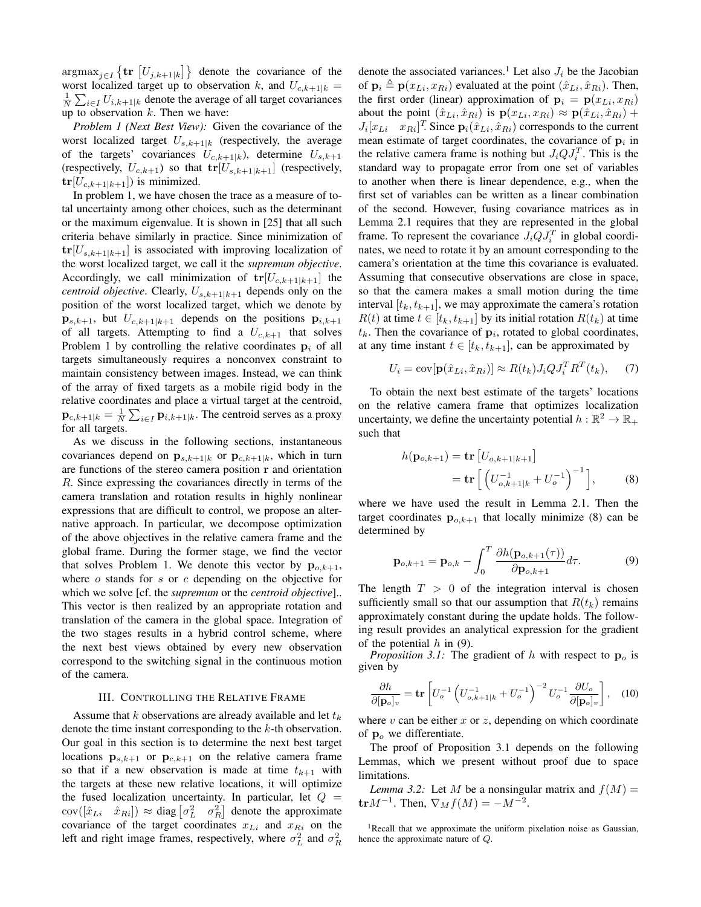$\text{argmax}_{j\in I}\left\{\mathbf{tr}\left[U_{j,k+1|k}\right]\right\}$ denote the covariance of the worst localized target up to observation $k$, and $U_{c,k+1|k} = \frac{1}{N}\sum_{i\in I} U_{i,k+1|k}$ denote the average of all target covariances up to observation $k$. Then we have:

*Problem 1 (Next Best View):* Given the covariance of the worst localized target $U_{s,k+1|k}$ (respectively, the average of the targets' covariances $U_{c,k+1|k}$), determine $U_{s,k+1}$ (respectively, $U_{c,k+1}$) so that $\mathbf{tr}[U_{s,k+1|k+1}]$ (respectively, $\mathbf{tr}[U_{c,k+1|k+1}]$) is minimized.

In problem 1, we have chosen the trace as a measure of total uncertainty among other choices, such as the determinant or the maximum eigenvalue. It is shown in [25] that all such criteria behave similarly in practice. Since minimization of $\mathbf{tr}[U_{s,k+1|k+1}]$ is associated with improving localization of the worst localized target, we call it the *supremum objective*. Accordingly, we call minimization of $\mathbf{tr}[U_{c,k+1|k+1}]$ the *centroid objective*. Clearly, $U_{s,k+1|k+1}$ depends only on the position of the worst localized target, which we denote by $\mathbf{p}_{s,k+1}$, but $U_{c,k+1|k+1}$ depends on the positions $\mathbf{p}_{i,k+1}$ of all targets. Attempting to find a $U_{c,k+1}$ that solves Problem 1 by controlling the relative coordinates $\mathbf{p}_i$ of all targets simultaneously requires a nonconvex constraint to maintain consistency between images. Instead, we can think of the array of fixed targets as a mobile rigid body in the relative coordinates and place a virtual target at the centroid, $\mathbf{p}_{c,k+1|k} = \frac{1}{N}\sum_{i\in I}\mathbf{p}_{i,k+1|k}$. The centroid serves as a proxy for all targets.

As we discuss in the following sections, instantaneous covariances depend on $\mathbf{p}_{s,k+1|k}$ or $\mathbf{p}_{c,k+1|k}$, which in turn are functions of the stereo camera position $\mathbf{r}$ and orientation $R$. Since expressing the covariances directly in terms of the camera translation and rotation results in highly nonlinear expressions that are difficult to control, we propose an alternative approach. In particular, we decompose optimization of the above objectives in the relative camera frame and the global frame. During the former stage, we find the vector that solves Problem 1. We denote this vector by $\mathbf{p}_{o,k+1}$, where $o$ stands for $s$ or $c$ depending on the objective for which we solve [cf. the *supremum* or the *centroid objective*].. This vector is then realized by an appropriate rotation and translation of the camera in the global space. Integration of the two stages results in a hybrid control scheme, where the next best views obtained by every new observation correspond to the switching signal in the continuous motion of the camera.

## III. Controlling the Relative Frame

Assume that $k$ observations are already available and let $t_k$ denote the time instant corresponding to the $k$-th observation. Our goal in this section is to determine the next best target locations $\mathbf{p}_{s,k+1}$ or $\mathbf{p}_{c,k+1}$ on the relative camera frame so that if a new observation is made at time $t_{k+1}$ with the targets at these new relative locations, it will optimize the fused localization uncertainty. In particular, let $Q = \text{cov}([\hat{x}_{Li} \quad \hat{x}_{Ri}]) \approx \text{diag}\left[\sigma_L^2 \quad \sigma_R^2\right]$ denote the approximate covariance of the target coordinates $x_{Li}$ and $x_{Ri}$ on the left and right image frames, respectively, where $\sigma_L^2$ and $\sigma_R^2$ denote the associated variances.[1] Let also $J_i$ be the Jacobian of $\mathbf{p}_i \triangleq \mathbf{p}(x_{Li}, x_{Ri})$ evaluated at the point $(\hat{x}_{Li}, \hat{x}_{Ri})$. Then, the first order (linear) approximation of $\mathbf{p}_i = \mathbf{p}(x_{Li}, x_{Ri})$ about the point $(\hat{x}_{Li}, \hat{x}_{Ri})$ is $\mathbf{p}(x_{Li}, x_{Ri}) \approx \mathbf{p}(\hat{x}_{Li}, \hat{x}_{Ri}) + J_i[x_{Li} \quad x_{Ri}]^T$. Since $\mathbf{p}_i(\hat{x}_{Li}, \hat{x}_{Ri})$ corresponds to the current mean estimate of target coordinates, the covariance of $\mathbf{p}_i$ in the relative camera frame is nothing but $J_i Q J_i^T$. This is the standard way to propagate error from one set of variables to another when there is linear dependence, e.g., when the first set of variables can be written as a linear combination of the second. However, fusing covariance matrices as in Lemma 2.1 requires that they are represented in the global frame. To represent the covariance $J_i Q J_i^T$ in global coordinates, we need to rotate it by an amount corresponding to the camera's orientation at the time this covariance is evaluated. Assuming that consecutive observations are close in space, so that the camera makes a small motion during the time interval $[t_k, t_{k+1}]$, we may approximate the camera's rotation $R(t)$ at time $t \in [t_k, t_{k+1}]$ by its initial rotation $R(t_k)$ at time $t_k$. Then the covariance of $\mathbf{p}_i$, rotated to global coordinates, at any time instant $t \in [t_k, t_{k+1}]$, can be approximated by

$$U_i = \text{cov}[\mathbf{p}(\hat{x}_{Li}, \hat{x}_{Ri})] \approx R(t_k) J_i Q J_i^T R^T(t_k), \qquad (7)$$

To obtain the next best estimate of the targets' locations on the relative camera frame that optimizes localization uncertainty, we define the uncertainty potential $h : \mathbb{R}^2 \to \mathbb{R}_+$ such that

$$\begin{aligned} h(\mathbf{p}_{o,k+1}) &= \mathbf{tr}\left[U_{o,k+1|k+1}\right] \\ &= \mathbf{tr}\left[\left(U_{o,k+1|k}^{-1} + U_o^{-1}\right)^{-1}\right], \end{aligned} \qquad (8)$$

where we have used the result in Lemma 2.1. Then the target coordinates $\mathbf{p}_{o,k+1}$ that locally minimize (8) can be determined by

$$\mathbf{p}_{o,k+1} = \mathbf{p}_{o,k} - \int_0^T \frac{\partial h(\mathbf{p}_{o,k+1}(\tau))}{\partial \mathbf{p}_{o,k+1}} d\tau. \qquad (9)$$

The length $T > 0$ of the integration interval is chosen sufficiently small so that our assumption that $R(t_k)$ remains approximately constant during the update holds. The following result provides an analytical expression for the gradient of the potential $h$ in (9).

*Proposition 3.1:* The gradient of $h$ with respect to $\mathbf{p}_o$ is given by

$$\frac{\partial h}{\partial [\mathbf{p}_o]_v} = \mathbf{tr}\left[U_o^{-1}\left(U_{o,k+1|k}^{-1} + U_o^{-1}\right)^{-2} U_o^{-1} \frac{\partial U_o}{\partial [\mathbf{p}_o]_v}\right], \qquad (10)$$

where $v$ can be either $x$ or $z$, depending on which coordinate of $\mathbf{p}_o$ we differentiate.

The proof of Proposition 3.1 depends on the following Lemmas, which we present without proof due to space limitations.

*Lemma 3.2:* Let $M$ be a nonsingular matrix and $f(M) = \mathbf{tr} M^{-1}$. Then, $\nabla_M f(M) = -M^{-2}$.

[1] Recall that we approximate the uniform pixelation noise as Gaussian, hence the approximate nature of $Q$.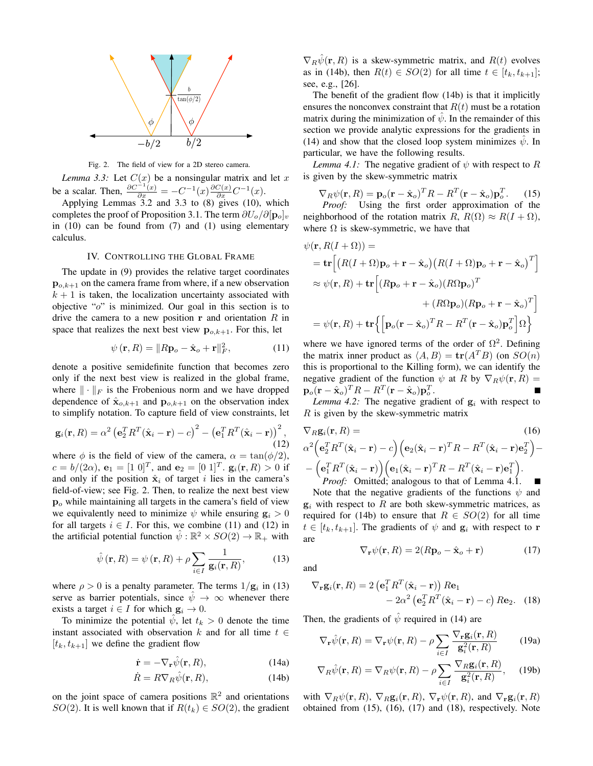Fig. 2. The field of view for a 2D stereo camera.

*Lemma 3.3:* Let $C(x)$ be a nonsingular matrix and let $x$ be a scalar. Then, $\frac{\partial C^{-1}(x)}{\partial x} = -C^{-1}(x)\frac{\partial C(x)}{\partial x}C^{-1}(x)$.

Applying Lemmas 3.2 and 3.3 to (8) gives (10), which completes the proof of Proposition 3.1. The term $\partial U_o / \partial [\mathbf{p}_o]_v$ in (10) can be found from (7) and (1) using elementary calculus.

## IV. Controlling the Global Frame

The update in (9) provides the relative target coordinates $\mathbf{p}_{o,k+1}$ on the camera frame from where, if a new observation $k+1$ is taken, the localization uncertainty associated with objective "$o$" is minimized. Our goal in this section is to drive the camera to a new position $\mathbf{r}$ and orientation $R$ in space that realizes the next best view $\mathbf{p}_{o,k+1}$. For this, let

$$\psi(\mathbf{r}, R) = \|R\mathbf{p}_o - \hat{\mathbf{x}}_o + \mathbf{r}\|_F^2, \tag{11}$$

denote a positive semidefinite function that becomes zero only if the next best view is realized in the global frame, where $\|\cdot\|_F$ is the Frobenious norm and we have dropped dependence of $\hat{\mathbf{x}}_{o,k+1}$ and $\mathbf{p}_{o,k+1}$ on the observation index to simplify notation. To capture field of view constraints, let

$$\mathbf{g}_i(\mathbf{r}, R) = \alpha^2\left(\mathbf{e}_2^T R^T(\hat{\mathbf{x}}_i - \mathbf{r}) - c\right)^2 - \left(\mathbf{e}_1^T R^T(\hat{\mathbf{x}}_i - \mathbf{r})\right)^2, \tag{12}$$

where $\phi$ is the field of view of the camera, $\alpha = \tan(\phi/2)$, $c = b/(2\alpha)$, $\mathbf{e}_1 = [1\ 0]^T$, and $\mathbf{e}_2 = [0\ 1]^T$. $\mathbf{g}_i(\mathbf{r}, R) > 0$ if and only if the position $\hat{\mathbf{x}}_i$ of target $i$ lies in the camera's field-of-view; see Fig. 2. Then, to realize the next best view $\mathbf{p}_o$ while maintaining all targets in the camera's field of view we equivalently need to minimize $\psi$ while ensuring $\mathbf{g}_i > 0$ for all targets $i \in I$. For this, we combine (11) and (12) in the artificial potential function $\hat{\psi} : \mathbb{R}^2 \times SO(2) \to \mathbb{R}_+$ with

$$\hat{\psi}(\mathbf{r}, R) = \psi(\mathbf{r}, R) + \rho \sum_{i \in I} \frac{1}{\mathbf{g}_i(\mathbf{r}, R)}, \tag{13}$$

where $\rho > 0$ is a penalty parameter. The terms $1/\mathbf{g}_i$ in (13) serve as barrier potentials, since $\hat{\psi} \to \infty$ whenever there exists a target $i \in I$ for which $\mathbf{g}_i \to 0$.

To minimize the potential $\hat{\psi}$, let $t_k > 0$ denote the time instant associated with observation $k$ and for all time $t \in [t_k, t_{k+1}]$ we define the gradient flow

$$\dot{\mathbf{r}} = -\nabla_{\mathbf{r}}\hat{\psi}(\mathbf{r}, R), \tag{14a}$$

$$\dot{R} = R\nabla_R\hat{\psi}(\mathbf{r}, R), \tag{14b}$$

on the joint space of camera positions $\mathbb{R}^2$ and orientations $SO(2)$. It is well known that if $R(t_k) \in SO(2)$, the gradient $\nabla_R\hat{\psi}(\mathbf{r}, R)$ is a skew-symmetric matrix, and $R(t)$ evolves as in (14b), then $R(t) \in SO(2)$ for all time $t \in [t_k, t_{k+1}]$; see, e.g., [26].

The benefit of the gradient flow (14b) is that it implicitly ensures the nonconvex constraint that $R(t)$ must be a rotation matrix during the minimization of $\hat{\psi}$. In the remainder of this section we provide analytic expressions for the gradients in (14) and show that the closed loop system minimizes $\hat{\psi}$. In particular, we have the following results.

*Lemma 4.1:* The negative gradient of $\psi$ with respect to $R$ is given by the skew-symmetric matrix

$$\nabla_R\psi(\mathbf{r}, R) = \mathbf{p}_o(\mathbf{r} - \hat{\mathbf{x}}_o)^T R - R^T(\mathbf{r} - \hat{\mathbf{x}}_o)\mathbf{p}_o^T. \tag{15}$$

*Proof:* Using the first order approximation of the neighborhood of the rotation matrix $R$, $R(\Omega) \approx R(I + \Omega)$, where $\Omega$ is skew-symmetric, we have that

$$\begin{aligned}
\psi(\mathbf{r}, R(I+\Omega)) &= \\
&= \mathbf{tr}\Big[\big(R(I+\Omega)\mathbf{p}_o + \mathbf{r} - \hat{\mathbf{x}}_o\big)\big(R(I+\Omega)\mathbf{p}_o + \mathbf{r} - \hat{\mathbf{x}}_o\big)^T\Big] \\
&\approx \psi(\mathbf{r}, R) + \mathbf{tr}\Big[(R\mathbf{p}_o + \mathbf{r} - \hat{\mathbf{x}}_o)(R\Omega\mathbf{p}_o)^T \\
&\qquad + (R\Omega\mathbf{p}_o)(R\mathbf{p}_o + \mathbf{r} - \hat{\mathbf{x}}_o)^T\Big] \\
&= \psi(\mathbf{r}, R) + \mathbf{tr}\Big\{\Big[\mathbf{p}_o(\mathbf{r} - \hat{\mathbf{x}}_o)^T R - R^T(\mathbf{r} - \hat{\mathbf{x}}_o)\mathbf{p}_o^T\Big]\Omega\Big\}
\end{aligned}$$

where we have ignored terms of the order of $\Omega^2$. Defining the matrix inner product as $\langle A, B\rangle = \mathbf{tr}(A^T B)$ (on $SO(n)$ this is proportional to the Killing form), we can identify the negative gradient of the function $\psi$ at $R$ by $\nabla_R\psi(\mathbf{r}, R) = \mathbf{p}_o(\mathbf{r} - \hat{\mathbf{x}}_o)^T R - R^T(\mathbf{r} - \hat{\mathbf{x}}_o)\mathbf{p}_o^T$. ∎

*Lemma 4.2:* The negative gradient of $\mathbf{g}_i$ with respect to $R$ is given by the skew-symmetric matrix

$$\begin{aligned}
&\nabla_R\mathbf{g}_i(\mathbf{r}, R) = \\
&\alpha^2\Big(\mathbf{e}_2^T R^T(\hat{\mathbf{x}}_i - \mathbf{r}) - c\Big)\Big(\mathbf{e}_2(\hat{\mathbf{x}}_i - \mathbf{r})^T R - R^T(\hat{\mathbf{x}}_i - \mathbf{r})\mathbf{e}_2^T\Big) - \\
&- \Big(\mathbf{e}_1^T R^T(\hat{\mathbf{x}}_i - \mathbf{r})\Big)\Big(\mathbf{e}_1(\hat{\mathbf{x}}_i - \mathbf{r})^T R - R^T(\hat{\mathbf{x}}_i - \mathbf{r})\mathbf{e}_1^T\Big).
\end{aligned} \tag{16}$$

*Proof:* Omitted; analogous to that of Lemma 4.1. ∎

Note that the negative gradients of the functions $\psi$ and $\mathbf{g}_i$ with respect to $R$ are both skew-symmetric matrices, as required for (14b) to ensure that $R \in SO(2)$ for all time $t \in [t_k, t_{k+1}]$. The gradients of $\psi$ and $\mathbf{g}_i$ with respect to $\mathbf{r}$ are

$$\nabla_{\mathbf{r}}\psi(\mathbf{r}, R) = 2(R\mathbf{p}_o - \hat{\mathbf{x}}_o + \mathbf{r}) \tag{17}$$

and

$$\begin{aligned}
\nabla_{\mathbf{r}}\mathbf{g}_i(\mathbf{r}, R) &= 2\left(\mathbf{e}_1^T R^T(\hat{\mathbf{x}}_i - \mathbf{r})\right) R\mathbf{e}_1 \\
&\quad - 2\alpha^2\left(\mathbf{e}_2^T R^T(\hat{\mathbf{x}}_i - \mathbf{r}) - c\right) R\mathbf{e}_2.
\end{aligned} \tag{18}$$

Then, the gradients of $\hat{\psi}$ required in (14) are

$$\nabla_{\mathbf{r}}\hat{\psi}(\mathbf{r}, R) = \nabla_{\mathbf{r}}\psi(\mathbf{r}, R) - \rho\sum_{i \in I}\frac{\nabla_{\mathbf{r}}\mathbf{g}_i(\mathbf{r}, R)}{\mathbf{g}_i^2(\mathbf{r}, R)} \tag{19a}$$

$$\nabla_R\hat{\psi}(\mathbf{r}, R) = \nabla_R\psi(\mathbf{r}, R) - \rho\sum_{i \in I}\frac{\nabla_R\mathbf{g}_i(\mathbf{r}, R)}{\mathbf{g}_i^2(\mathbf{r}, R)}, \tag{19b}$$

with $\nabla_R\psi(\mathbf{r}, R)$, $\nabla_R\mathbf{g}_i(\mathbf{r}, R)$, $\nabla_{\mathbf{r}}\psi(\mathbf{r}, R)$, and $\nabla_{\mathbf{r}}\mathbf{g}_i(\mathbf{r}, R)$ obtained from (15), (16), (17) and (18), respectively. Note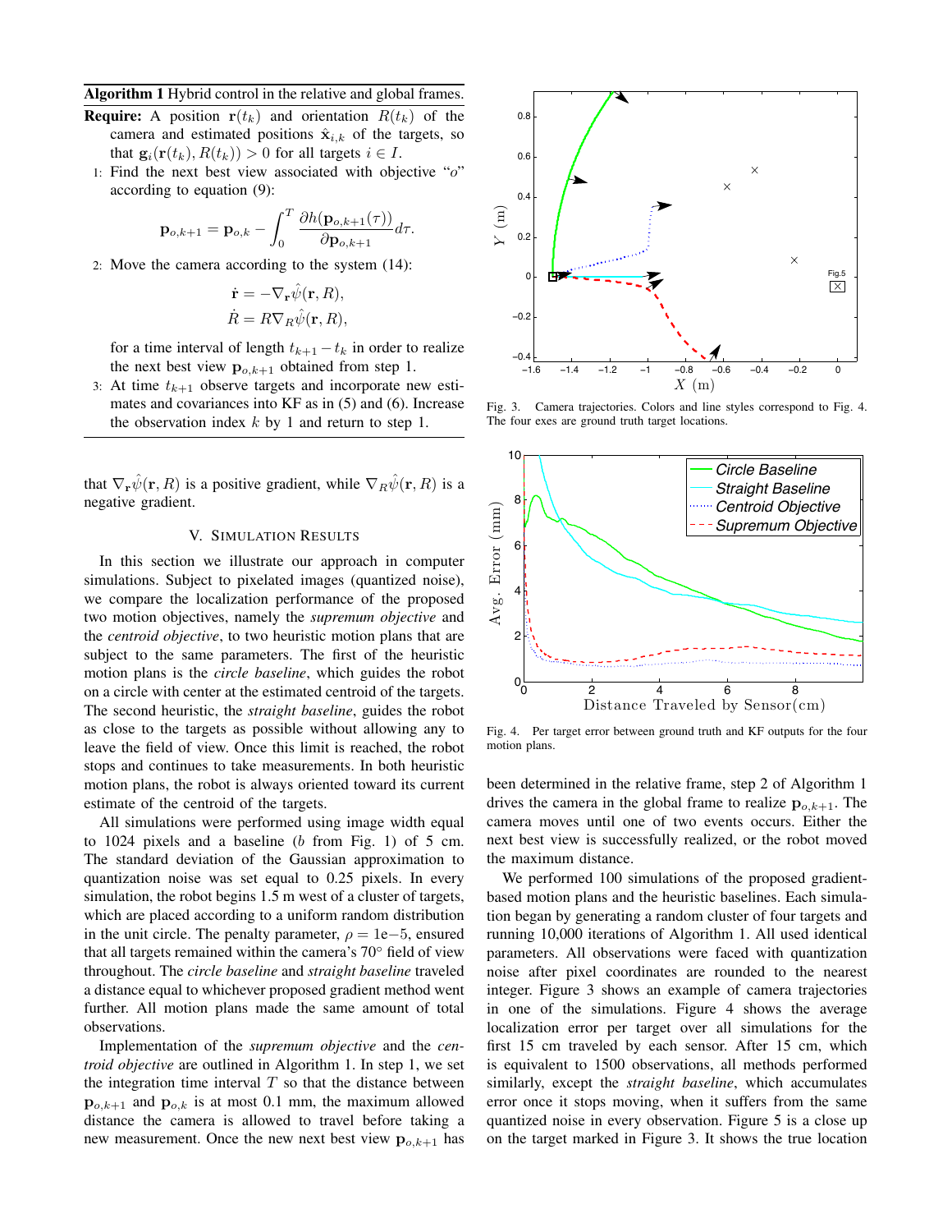**Algorithm 1** Hybrid control in the relative and global frames.

**Require:** A position $\mathbf{r}(t_k)$ and orientation $R(t_k)$ of the camera and estimated positions $\hat{\mathbf{x}}_{i,k}$ of the targets, so that $\mathbf{g}_i(\mathbf{r}(t_k), R(t_k)) > 0$ for all targets $i \in I$.

1: Find the next best view associated with objective "$o$" according to equation (9):

$$\mathbf{p}_{o,k+1} = \mathbf{p}_{o,k} - \int_0^T \frac{\partial h(\mathbf{p}_{o,k+1}(\tau))}{\partial \mathbf{p}_{o,k+1}} d\tau.$$

2: Move the camera according to the system (14):

$$\dot{\mathbf{r}} = -\nabla_{\mathbf{r}} \hat{\psi}(\mathbf{r}, R),$$
$$\dot{R} = R \nabla_R \hat{\psi}(\mathbf{r}, R),$$

for a time interval of length $t_{k+1} - t_k$ in order to realize the next best view $\mathbf{p}_{o,k+1}$ obtained from step 1.

3: At time $t_{k+1}$ observe targets and incorporate new estimates and covariances into KF as in (5) and (6). Increase the observation index $k$ by 1 and return to step 1.

that $\nabla_{\mathbf{r}} \hat{\psi}(\mathbf{r}, R)$ is a positive gradient, while $\nabla_R \hat{\psi}(\mathbf{r}, R)$ is a negative gradient.

## V. Simulation Results

In this section we illustrate our approach in computer simulations. Subject to pixelated images (quantized noise), we compare the localization performance of the proposed two motion objectives, namely the *supremum objective* and the *centroid objective*, to two heuristic motion plans that are subject to the same parameters. The first of the heuristic motion plans is the *circle baseline*, which guides the robot on a circle with center at the estimated centroid of the targets. The second heuristic, the *straight baseline*, guides the robot as close to the targets as possible without allowing any to leave the field of view. Once this limit is reached, the robot stops and continues to take measurements. In both heuristic motion plans, the robot is always oriented toward its current estimate of the centroid of the targets.

All simulations were performed using image width equal to 1024 pixels and a baseline ($b$ from Fig. 1) of 5 cm. The standard deviation of the Gaussian approximation to quantization noise was set equal to 0.25 pixels. In every simulation, the robot begins 1.5 m west of a cluster of targets, which are placed according to a uniform random distribution in the unit circle. The penalty parameter, $\rho = 1\text{e}{-5}$, ensured that all targets remained within the camera's 70° field of view throughout. The *circle baseline* and *straight baseline* traveled a distance equal to whichever proposed gradient method went further. All motion plans made the same amount of total observations.

Implementation of the *supremum objective* and the *centroid objective* are outlined in Algorithm 1. In step 1, we set the integration time interval $T$ so that the distance between $\mathbf{p}_{o,k+1}$ and $\mathbf{p}_{o,k}$ is at most 0.1 mm, the maximum allowed distance the camera is allowed to travel before taking a new measurement. Once the new next best view $\mathbf{p}_{o,k+1}$ has been determined in the relative frame, step 2 of Algorithm 1 drives the camera in the global frame to realize $\mathbf{p}_{o,k+1}$. The camera moves until one of two events occurs. Either the next best view is successfully realized, or the robot moved the maximum distance.

Fig. 3. Camera trajectories. Colors and line styles correspond to Fig. 4. The four exes are ground truth target locations.

Fig. 4. Per target error between ground truth and KF outputs for the four motion plans.

We performed 100 simulations of the proposed gradient-based motion plans and the heuristic baselines. Each simulation began by generating a random cluster of four targets and running 10,000 iterations of Algorithm 1. All used identical parameters. All observations were faced with quantization noise after pixel coordinates are rounded to the nearest integer. Figure 3 shows an example of camera trajectories in one of the simulations. Figure 4 shows the average localization error per target over all simulations for the first 15 cm traveled by each sensor. After 15 cm, which is equivalent to 1500 observations, all methods performed similarly, except the *straight baseline*, which accumulates error once it stops moving, when it suffers from the same quantized noise in every observation. Figure 5 is a close up on the target marked in Figure 3. It shows the true location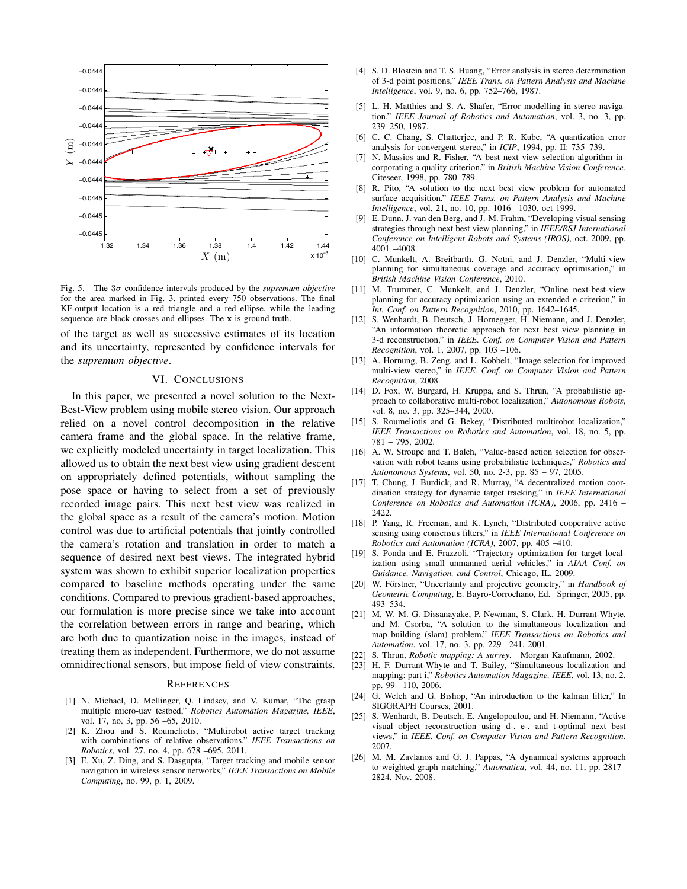−0.0444
−0.0444
−0.0444
−0.0444
−0.0444
−0.0444
−0.0444
−0.0445
−0.0445
−0.0445
$Y$ (m)
1.32
1.34
1.36
1.38
1.4
1.42
1.44
$X$ (m)
x $10^{-3}$

Fig. 5. The $3\sigma$ confidence intervals produced by the *supremum objective* for the area marked in Fig. 3, printed every 750 observations. The final KF-output location is a red triangle and a red ellipse, while the leading sequence are black crosses and ellipses. The **x** is ground truth.

of the target as well as successive estimates of its location and its uncertainty, represented by confidence intervals for the *supremum objective*.

## VI. Conclusions

In this paper, we presented a novel solution to the Next-Best-View problem using mobile stereo vision. Our approach relied on a novel control decomposition in the relative camera frame and the global space. In the relative frame, we explicitly modeled uncertainty in target localization. This allowed us to obtain the next best view using gradient descent on appropriately defined potentials, without sampling the pose space or having to select from a set of previously recorded image pairs. This next best view was realized in the global space as a result of the camera's motion. Motion control was due to artificial potentials that jointly controlled the camera's rotation and translation in order to match a sequence of desired next best views. The integrated hybrid system was shown to exhibit superior localization properties compared to baseline methods operating under the same conditions. Compared to previous gradient-based approaches, our formulation is more precise since we take into account the correlation between errors in range and bearing, which are both due to quantization noise in the images, instead of treating them as independent. Furthermore, we do not assume omnidirectional sensors, but impose field of view constraints.

## References

[1] N. Michael, D. Mellinger, Q. Lindsey, and V. Kumar, "The grasp multiple micro-uav testbed," *Robotics Automation Magazine, IEEE*, vol. 17, no. 3, pp. 56 –65, 2010.

[2] K. Zhou and S. Roumeliotis, "Multirobot active target tracking with combinations of relative observations," *IEEE Transactions on Robotics*, vol. 27, no. 4, pp. 678 –695, 2011.

[3] E. Xu, Z. Ding, and S. Dasgupta, "Target tracking and mobile sensor navigation in wireless sensor networks," *IEEE Transactions on Mobile Computing*, no. 99, p. 1, 2009.

[4] S. D. Blostein and T. S. Huang, "Error analysis in stereo determination of 3-d point positions," *IEEE Trans. on Pattern Analysis and Machine Intelligence*, vol. 9, no. 6, pp. 752–766, 1987.

[5] L. H. Matthies and S. A. Shafer, "Error modelling in stereo navigation," *IEEE Journal of Robotics and Automation*, vol. 3, no. 3, pp. 239–250, 1987.

[6] C. C. Chang, S. Chatterjee, and P. R. Kube, "A quantization error analysis for convergent stereo," in *ICIP*, 1994, pp. II: 735–739.

[7] N. Massios and R. Fisher, "A best next view selection algorithm incorporating a quality criterion," in *British Machine Vision Conference*. Citeseer, 1998, pp. 780–789.

[8] R. Pito, "A solution to the next best view problem for automated surface acquisition," *IEEE Trans. on Pattern Analysis and Machine Intelligence*, vol. 21, no. 10, pp. 1016 –1030, oct 1999.

[9] E. Dunn, J. van den Berg, and J.-M. Frahm, "Developing visual sensing strategies through next best view planning," in *IEEE/RSJ International Conference on Intelligent Robots and Systems (IROS)*, oct. 2009, pp. 4001 –4008.

[10] C. Munkelt, A. Breitbarth, G. Notni, and J. Denzler, "Multi-view planning for simultaneous coverage and accuracy optimisation," in *British Machine Vision Conference*, 2010.

[11] M. Trummer, C. Munkelt, and J. Denzler, "Online next-best-view planning for accuracy optimization using an extended e-criterion," in *Int. Conf. on Pattern Recognition*, 2010, pp. 1642–1645.

[12] S. Wenhardt, B. Deutsch, J. Hornegger, H. Niemann, and J. Denzler, "An information theoretic approach for next best view planning in 3-d reconstruction," in *IEEE. Conf. on Computer Vision and Pattern Recognition*, vol. 1, 2007, pp. 103 –106.

[13] A. Hornung, B. Zeng, and L. Kobbelt, "Image selection for improved multi-view stereo," in *IEEE. Conf. on Computer Vision and Pattern Recognition*, 2008.

[14] D. Fox, W. Burgard, H. Kruppa, and S. Thrun, "A probabilistic approach to collaborative multi-robot localization," *Autonomous Robots*, vol. 8, no. 3, pp. 325–344, 2000.

[15] S. Roumeliotis and G. Bekey, "Distributed multirobot localization," *IEEE Transactions on Robotics and Automation*, vol. 18, no. 5, pp. 781 – 795, 2002.

[16] A. W. Stroupe and T. Balch, "Value-based action selection for observation with robot teams using probabilistic techniques," *Robotics and Autonomous Systems*, vol. 50, no. 2-3, pp. 85 – 97, 2005.

[17] T. Chung, J. Burdick, and R. Murray, "A decentralized motion coordination strategy for dynamic target tracking," in *IEEE International Conference on Robotics and Automation (ICRA)*, 2006, pp. 2416 – 2422.

[18] P. Yang, R. Freeman, and K. Lynch, "Distributed cooperative active sensing using consensus filters," in *IEEE International Conference on Robotics and Automation (ICRA)*, 2007, pp. 405 –410.

[19] S. Ponda and E. Frazzoli, "Trajectory optimization for target localization using small unmanned aerial vehicles," in *AIAA Conf. on Guidance, Navigation, and Control*, Chicago, IL, 2009.

[20] W. Förstner, "Uncertainty and projective geometry," in *Handbook of Geometric Computing*, E. Bayro-Corrochano, Ed. Springer, 2005, pp. 493–534.

[21] M. W. M. G. Dissanayake, P. Newman, S. Clark, H. Durrant-Whyte, and M. Csorba, "A solution to the simultaneous localization and map building (slam) problem," *IEEE Transactions on Robotics and Automation*, vol. 17, no. 3, pp. 229 –241, 2001.

[22] S. Thrun, *Robotic mapping: A survey*. Morgan Kaufmann, 2002.

[23] H. F. Durrant-Whyte and T. Bailey, "Simultaneous localization and mapping: part i," *Robotics Automation Magazine, IEEE*, vol. 13, no. 2, pp. 99 –110, 2006.

[24] G. Welch and G. Bishop, "An introduction to the kalman filter," In SIGGRAPH Courses, 2001.

[25] S. Wenhardt, B. Deutsch, E. Angelopoulou, and H. Niemann, "Active visual object reconstruction using d-, e-, and t-optimal next best views," in *IEEE. Conf. on Computer Vision and Pattern Recognition*, 2007.

[26] M. M. Zavlanos and G. J. Pappas, "A dynamical systems approach to weighted graph matching," *Automatica*, vol. 44, no. 11, pp. 2817–2824, Nov. 2008.